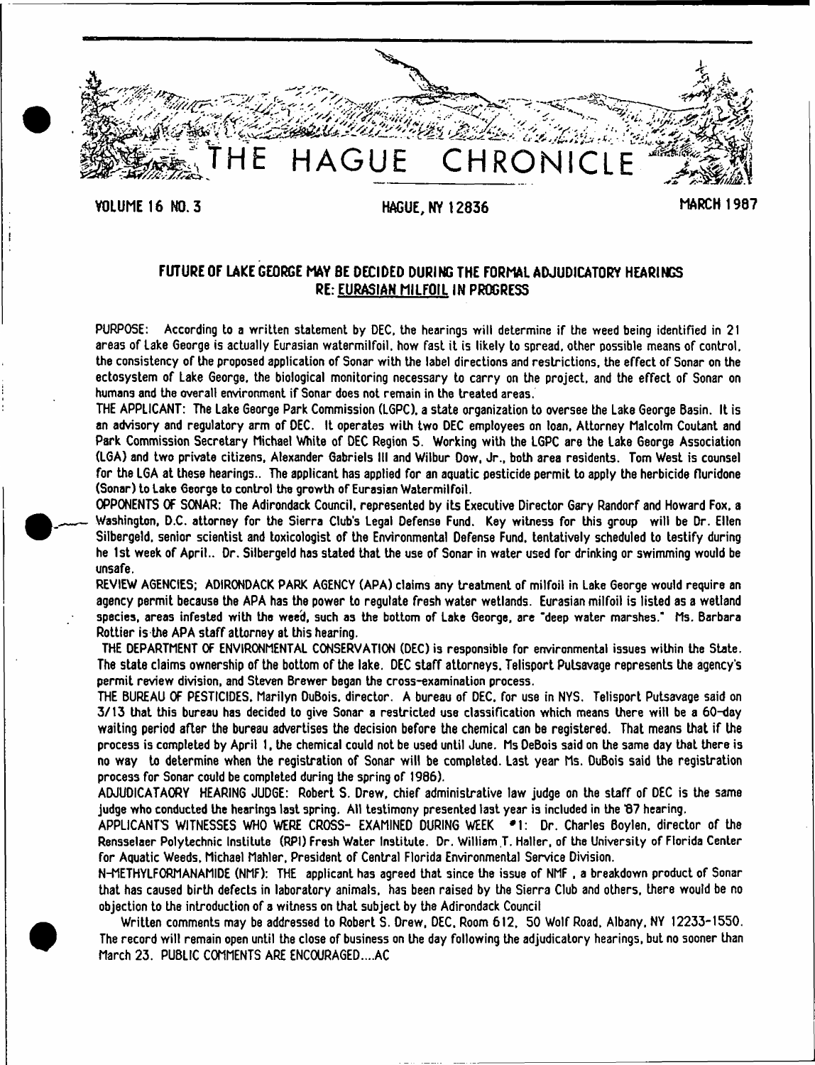# THE HAGUE CHRONICLE

VOLUME 16 NO. 3 HAGUE, NY 12836 MARCH 1987

## FUTURE OF LAKE GEORGE MAY BE DECIDED DURING THE FORMAL ADJUDICATORY HEARINGS RE: EURASIAN MILFOIL IN PROGRESS

PURPOSE: According to a written statement by DEC, the hearings will determine if the weed being identified in 21 areas of Lake George is actually Eurasian watermilfoil, how fast it is likely to spread, other possible means of control, the consistency of the proposed application of Sonar with the label directions and restrictions, the effect of Sonar on the ectosystem of Lake George, the biological monitoring necessary to carry on the project, and the effect of Sonar on humans and the overall environment if Sonar does not remain in the treated areas.

THE APPLICANT: The Lake George Park Commission (LGPC), a state organization to oversee the Lake George Basin. It is an advisory and regulatory arm of DEC. It operates with two DEC employees on loan, Attorney Malcolm Coutant and Park Commission Secretary Michael White of DEC Region 5. Working with the LGPC are the Lake George Association (LGA) and two private citizens, Alexander Gabriels III and Wilbur Dow, Jr., both area residents. Tom West is counsel for the LGA at these hearings.. The applicant has applied for an aquatic pesticide permit to apply the herbicide fluridone (Sonar) to Lake George to control the growth of Eurasian Watermilfoil.

OPPONENTS OF SONAR: The Adirondack Council, represented by its Executive Director Gary Randorf and Howard Fox, a Washington, D.C. attorney for the Sierra Club's Legal Defense Fund. Key witness for this group will be Dr. Ellen Silbergeld, senior scientist and toxicologist of the Environmental Defense Fund, tentatively scheduled to testify during he 1st week of April.. Dr. Silbergeld has stated that the use of Sonar in water used for drinking or swimming would be unsafe.

REVIEW AGENCIES; ADIRONDACK PARK AGENCY (APA) claims any treatment of milfoil in Lake George would require an agency permit because the APA has the power to regulate fresh water wetlands. Eurasian milfoil is listed as a wetland species, areas infested with the weed, such as the bottom of Lake George, are "deep water marshes." Ms. Barbara Rottier is the APA staff attorney at this hearing.

THE DEPARTMENT OF ENVIRONMENTAL CONSERVATION (DEC) is responsible for environmental issues within the State. The state claims ownership of the bottom of the lake. DEC staff attorneys, Telisport Putsavage represents the agency's permit review division, and Steven Brewer began the cross-examination process.

THE BUREAU OF PESTICIDES, Marilyn DuBois, director. A bureau of DEC, for use in NYS. Telisport Putsavage said on 3/13 that this bureau has decided to give Sonar a restricted use classification which means there will be a 60-day waiting period after the bureau advertises the decision before the chemical can be registered. That means that if the process is completed by April 1, the chemical could not be used until June. Ms DeBois said on the same day that there is no way to determine when the registration of Sonar will be completed. Last year Ms. DuBois said the registration process for Sonar could be completed during the spring of 1986).

ADJUDICATAORY HEARING JUDGE: Robert S. Drew, chief administrative law judge on the staff of DEC is the same judge who conducted the hearings last spring. All testimony presented last year is included in the '87 hearing.

APPLICANT'S WITNESSES WHO WERE CROSS- EXAMINED DURING WEEK #1: Dr. Charles Boylen, director of the Rensselaer Polytechnic Institute (RPI) Fresh Water Institute. Dr. William T. Haller, of the University of Florida Center for Aquatic Weeds, Michael Mahler, President of Central Florida Environmental Service Division.

N-METHYLFORMANAMIDE (NMF): THE applicant has agreed that since the issue of NMF , a breakdown product of Sonar that has caused birth defects in laboratory animals, has been raised by the Sierra Club and others, there would be no objection to the introduction of a witness on that subject by the Adirondack Council

Written comments may be addressed to Robert S. Drew, DEC, Room 612, 50 Wolf Road, Albany, NY 12233-1550. The record will remain open until the close of business on the day following the adjudicatory hearings, but no sooner than March 23. PUBLIC COMMENTS ARE ENCOURAGED....AC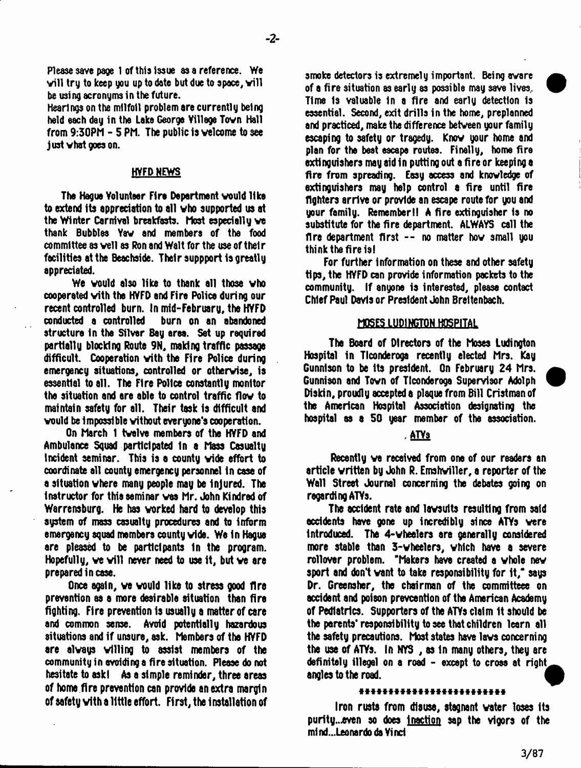Please save page 1 of this issue as a reference. We will try to keep you up to date but due to space, will be using acronyms in the future.

Hearings on the milfoil problem are currently being held each day in the Lake George Village Town Hall from 9:30PM - 5 PM. The public is welcome to see just what goes on.

## HVFD NEWS

The Hague Volunteer Fire Department would like to extend its appreciation to all who supported us at the Winter Carnival breakfasts. Most especially we thank Bubbles Yaw and members of the food committee as well as Ron and Walt for the use of their facilities at the Beachside. Their suppport is greatly appreciated.

We would also like to thank all those who cooperated with the HVFD and Fire Police during our recent controlled burn. In mid-February, the HVFD conducted a controlled burn on an abandoned structure in the Silver Bay area. Set up required partially blocking Route 9N, making traffic passage difficult. Cooperation with the Fire Police during emergency situations, controlled or otherwise, is essential to all. The Fire Police constantly monitor the situation and are able to control traffic flow to maintain safety for all. Their task is difficult and would be impossible without everyone's cooperation.

On March 1 twelve members of the HVFD and Ambulance Squad participated in a Mass Casualty Incident seminar. This is a county wide effort to coordinate all county emergency personnel in case of a situation where many people may be injured. The instructor for this seminar was Mr. John Kindred of Warrensburg. He has worked hard to develop this system of mass casualty procedures and to inform emergency squad members county wide. We in Hague are pleased to be participants in the program. Hopefully, we will never need to use it, but we are prepared in case.

Once again, we would like to stress good fire prevention as a more desirable situation than fire fighting. Fire prevention is usually a matter of care and common sense. Avoid potentially hazardous situations and if unsure, ask. Members of the HVFD are always willing to assist members of the community in avoiding a fire situation. Please do not hesitate to ask! As a simple reminder, three areas of home fire prevention can provide an extra margin of safety with a little effort. First, the installation of smoke detectors is extremely important. Being aware of a fire situation as early as possible may save lives. Time is valuable in a fire and early detection is essential. Second, exit drills in the home, preplanned and practiced, make the difference between your family escaping to safety or tragedy. Know your home and plan for the best escape routes. Finally, home fire extinguishers may aid in putting out a fire or keeping a fire from spreading. Easy access and knowledge of extinguishers may help control a fire until fire fighters arrive or provide an escape route for you and your family. Remember!! A fire extinguisher is no substitute for the fire department. ALWAYS call the fire department first -- no matter how small you think the fire is!

For further information on these and other safety tips, the HVFD can provide information packets to the community. If anyone is interested, please contact Chief Paul Davis or President John Breitenbach.

## MOSES LUDINGTON HOSPITAL

The Board of Directors of the Moses Ludington Hospital in Ticonderoga recently elected Mrs. Kay Gunnison to be its president. On February 24 Mrs. Gunnison and Town of Ticonderoga Supervisor Adolph Diskin, proudly accepted a plaque from Bill Cristman of the American Hospital Association designating the hospital as a 50 year member of the association.

## ATVs

Recently we received from one of our readers an article written by John R. Emshwiller, a reporter of the Wall Street Journal concerning the debates going on regarding ATVs.

The accident rate and lawsuits resulting from said accidents have gone up incredibly since ATVs were introduced. The 4-wheelers are generally considered more stable than 3-wheelers, which have a severe rollover problem. "Makers have created a whole new sport and don't want to take responsibility for it," says Dr. Greensher, the chairman of the committee on accident and poison prevcention of the American Academy of Pediatrics. Supporters of the ATVs claim it should be the parents' responsibility to see that children learn all the safety precautions. Most states have laws concerning the use of ATVs. In NYS, as in many others, they are definitely illegal on a road - except to cross at right angles to the road.

\*\*\*\*\*\*\*\*\*\*\*\*\*\*\*\*\*\*\*\*\*\*\*\*\*

Iron rusts from disuse, stagnant water loses its purity...even so does inaction sap the vigors of the mind...Leonardo da Vinci

3/87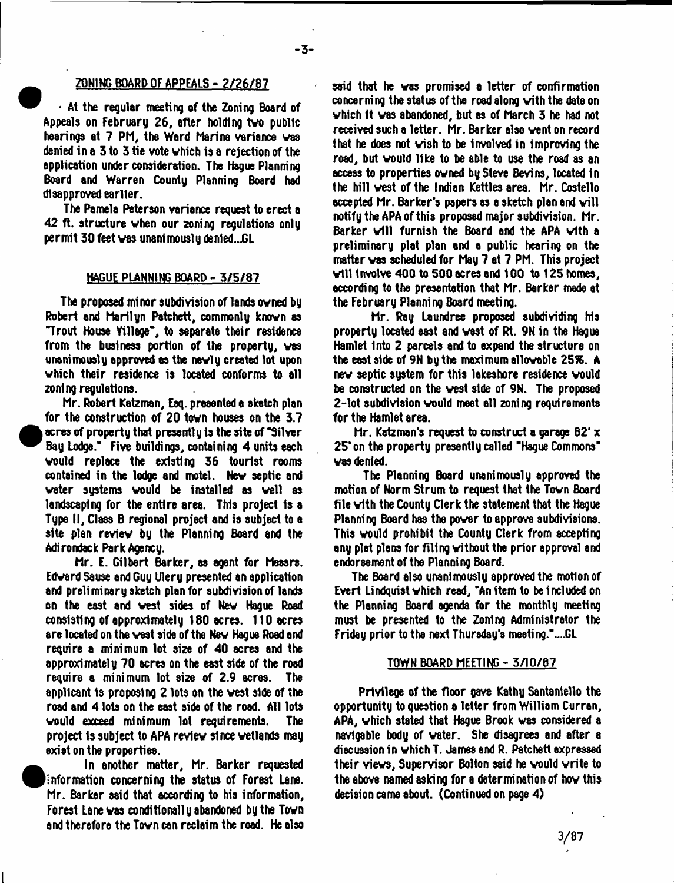## ZONING BOARD OF APPEALS - 2/26/87

At the regular meeting of the Zoning Board of Appeals on February 26, after holding two public hearings at 7 PM, the Ward Marina variance was denied in a 3 to 3 tie vote which is a rejection of the application under consideration. The Hague Planning Board and Warren County Planning Board had disapproved earlier.

The Pamela Peterson variance request to erect a 42 ft. structure when our zoning regulations only permit 30 feet was unanimously denied...GL

## HAGUE PLANNING BOARD - 3/5/87

The proposed minor subdivision of lands owned by Robert and Marilyn Patchett, commonly known as "Trout House Village", to separate their residence from the business portion of the property, was unanimously approved as the newly created lot upon which their residence is located conforms to all zoning regulations.

Mr. Robert Katzman, Esq. presented a sketch plan for the construction of 20 town houses on the 3.7 acres of property that presently is the site of "Silver Bay Lodge." Five buildings, containing 4 units each would replace the existing 36 tourist rooms contained in the lodge and motel. New septic and water systems would be installed as well as landscaping for the entire area. This project is a Type II, Class B regional project and is subject to a site plan review by the Planning Board and the Adirondack Park Agency.

Mr. E. Gilbert Barker, as agent for Messrs. Edward Sause and Guy Ulery presented an application and preliminary sketch plan for subdivision of lands on the east and west sides of New Hague Road consisting of approximately 180 acres. 110 acres are located on the west side of the New Hague Road and require a minimum lot size of 40 acres and the approximately 70 acres on the east side of the road require a minimum lot size of 2.9 acres. The applicant is proposing 2 lots on the west side of the road and 4 lots on the east side of the road. All lots would exceed minimum lot requirements. The project is subject to APA review since wetlands may exist on the properties.

In another matter, Mr. Barker requested information concerning the status of Forest Lane. Mr. Barker said that according to his information, Forest Lane was conditionally abandoned by the Town and therefore the Town can reclaim the road. He also said that he was promised a letter of confirmation concerning the status of the road along with the date on which it was abandoned, but as of March 3 he had not received such a letter. Mr. Barker also went on record that he does not wish to be involved in improving the road, but would like to be able to use the road as an access to properties owned by Steve Bevins, located in the hill west of the Indian Kettles area. Mr. Costello accepted Mr. Barker's papers as a sketch plan and will notify the APA of this proposed major subdivision. Mr. Barker will furnish the Board and the APA with a preliminary plat plan and a public hearing on the matter was scheduled for May 7 at 7 PM. This project will involve 400 to 500 acres and 100 to 125 homes, according to the presentation that Mr. Barker made at the February Planning Board meeting.

Mr. Ray Laundree proposed subdividing his property located east and west of Rt. 9N in the Hague Hamlet into 2 parcels and to expand the structure on the east side of 9N by the maximum allowable 25%. A new septic system for this lakeshore residence would be constructed on the west side of 9N. The proposed 2-lot subdivision would meet all zoning requirements for the Hamlet area.

Mr. Katzman's request to construct a garage 82' x 25' on the property presently called "Hague Commons" was denied.

The Planning Board unanimously approved the motion of Norm Strum to request that the Town Board file with the County Clerk the statement that the Hague Planning Board has the power to approve subdivisions. This would prohibit the County Clerk from accepting any plat plans for filing without the prior approval and endorsement of the Planning Board.

The Board also unanimously approved the motion of Evert Lindquist which read, "An item to be included on the Planning Board agenda for the monthly meeting must be presented to the Zoning Administrator the Friday prior to the next Thursday's meeting."....GL

## TOWN BOARD MEETING - 3/10/87

Privilege of the floor gave Kathy Santaniello the opportunity to question a letter from William Curran, APA, which stated that Hague Brook was considered a navigable body of water. She disagrees and after a discussion in which T. James and R. Patchett expressed their views, Supervisor Bolton said he would write to the above named asking for a determination of how this decision came about. (Continued on page 4)

3/87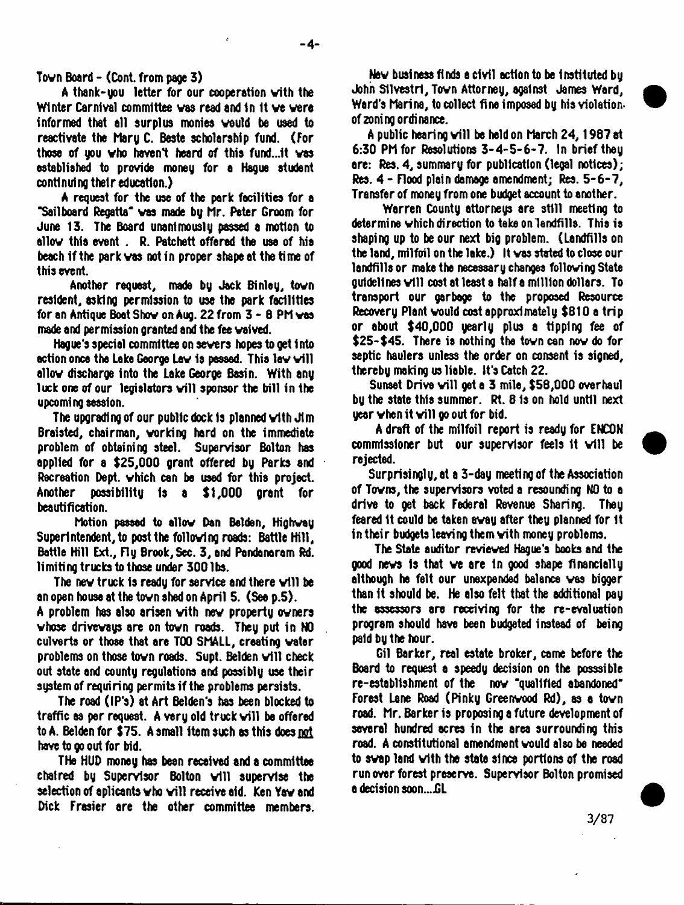Town Board - (Cont. from page 3)

A thank-you letter for our cooperation with the Winter Carnival committee was read and in it we were informed that all surplus monies would be used to reactivate the Mary C. Beste scholarship fund. (For those of you who haven't heard of this fund...it was established to provide money for a Hague student continuing their education.)

A request for the use of the park facilities for a "Sailboard Regatta" was made by Mr. Peter Groom for June 13. The Board unanimously passed a motion to allow this event. R. Patchett offered the use of his beach if the park was not in proper shape at the time of this event.

Another request, made by Jack Binley, town resident, asking permission to use the park facilities for an Antique Boat Show on Aug. 22 from 3 - 8 PM was made and permission granted and the fee waived.

Hague's special committee on sewers hopes to get into action once the Lake George Law is passed. This law will allow discharge into the Lake George Basin. With any luck one of our legislators will sponsor the bill in the upcoming session.

The upgrading of our public dock is planned with Jim Braisted, chairman, working hard on the immediate problem of obtaining steel. Supervisor Bolton has applied for a $25,000 grant offered by Parks and Recreation Dept. which can be used for this project. Another possibility is a $1,000 grant for beautification.

Motion passed to allow Dan Belden, Highway Superintendent, to post the following roads: Battle Hill, Battle Hill Ext., Fly Brook, Sec. 3, and Pandanaram Rd. limiting trucks to those under 300 lbs.

The new truck is ready for service and there will be an open house at the town shed on April 5. (See p.5).

A problem has also arisen with new property owners whose driveways are on town roads. They put in NO culverts or those that are TOO SMALL, creating water problems on those town roads. Supt. Belden will check out state and county regulations and possibly use their system of requiring permits if the problems persists.

The road (IP's) at Art Belden's has been blocked to traffic as per request. A very old truck will be offered to A. Belden for $75. A small item such as this does not have to go out for bid.

THe HUD money has been received and a committee chaired by Supervisor Bolton will supervise the selection of aplicants who will receive aid. Ken Yaw and Dick Frasier are the other committee members.

New business finds a civil action to be instituted by John Silvestri, Town Attorney, against James Ward, Ward's Marina, to collect fine imposed by his violation of zoning ordinance.

A public hearing will be held on March 24, 1987 at 6:30 PM for Resolutions 3-4-5-6-7. In brief they are: Res. 4, summary for publication (legal notices); Res. 4 - Flood plain damage amendment; Res. 5-6-7, Transfer of money from one budget account to another.

Warren County attorneys are still meeting to determine which direction to take on landfills. This is shaping up to be our next big problem. (Landfills on the land, milfoil on the lake.) It was stated to close our landfills or make the necessary changes following State guidelines will cost at least a half a million dollars. To transport our garbage to the proposed Resource Recovery Plant would cost approximately $810 a trip or about $40,000 yearly plus a tipping fee of $25-$45. There is nothing the town can now do for septic haulers unless the order on consent is signed, thereby making us liable. It's Catch 22.

Sunset Drive will get a 3 mile, $58,000 overhaul by the state this summer. Rt. 8 is on hold until next year when it will go out for bid.

A draft of the milfoil report is ready for ENCON commissioner but our supervisor feels it will be rejected.

Surprisingly, at a 3-day meeting of the Association of Towns, the supervisors voted a resounding NO to a drive to get back Federal Revenue Sharing. They feared it could be taken away after they planned for it in their budgets leaving them with money problems.

The State auditor reviewed Hague's books and the good news is that we are in good shape financially although he felt our unexpended balance was bigger than it should be. He also felt that the additional pay the assessors are receiving for the re-evaluation program should have been budgeted instead of being paid by the hour.

Gil Barker, real estate broker, came before the Board to request a speedy decision on the posssible re-establishment of the now "qualified abandoned" Forest Lane Road (Pinky Greenwood Rd), as a town road. Mr. Barker is proposing a future development of several hundred acres in the area surrounding this road. A constitutional amendment would also be needed to swap land with the state since portions of the road run over forest preserve. Supervisor Bolton promised a decision soon....GL

3/87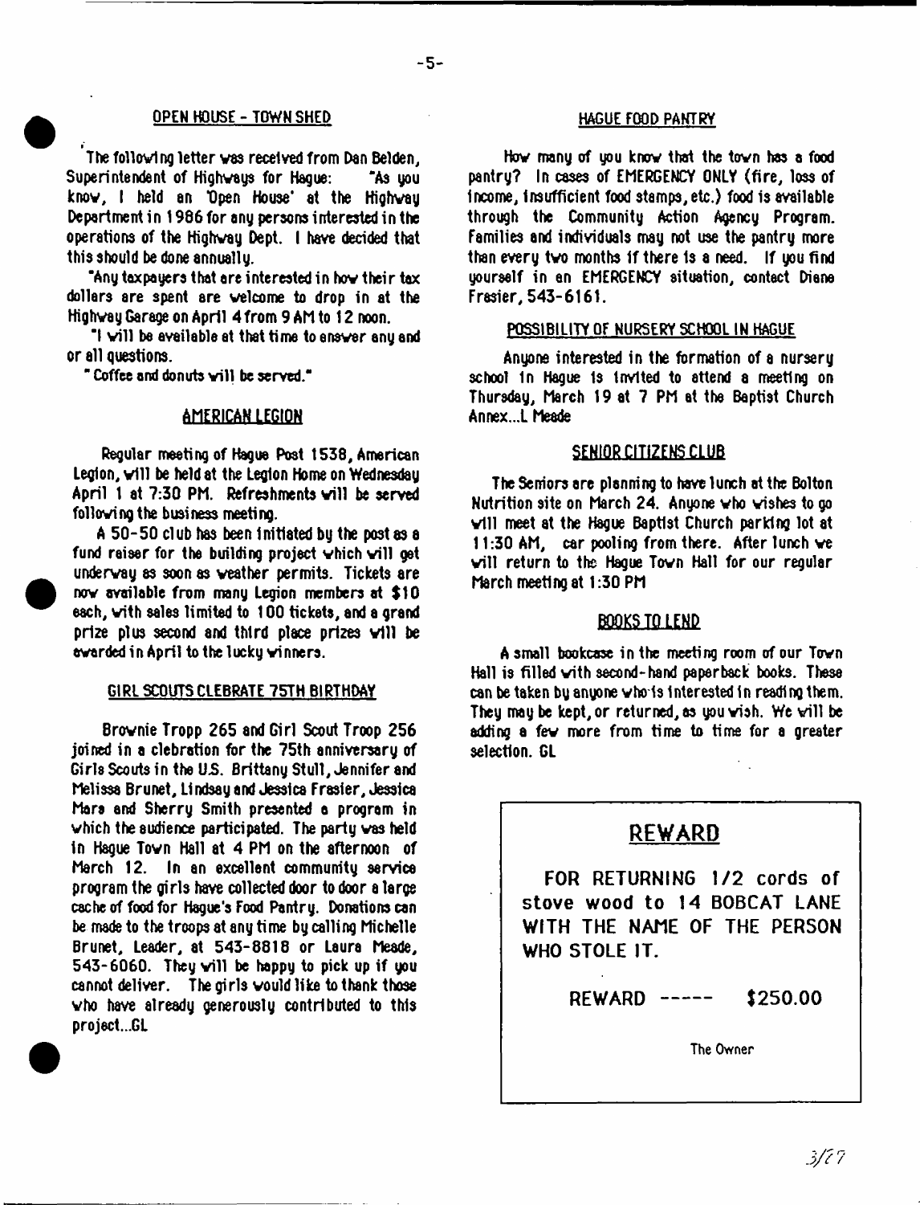## OPEN HOUSE - TOWN SHED

The following letter was received from Dan Belden, Superintendent of Highways for Hague: "As you know, I held an 'Open House' at the Highway Department in 1986 for any persons interested in the operations of the Highway Dept. I have decided that this should be done annually.

"Any taxpayers that are interested in how their tax dollars are spent are welcome to drop in at the Highway Garage on April 4 from 9 AM to 12 noon.

"I will be available at that time to answer any and or all questions.

" Coffee and donuts will be served."

## AMERICAN LEGION

Regular meeting of Hague Post 1538, American Legion, will be held at the Legion Home on Wednesday April 1 at 7:30 PM. Refreshments will be served following the business meeting.

A 50-50 club has been initiated by the post as a fund raiser for the building project which will get underway as soon as weather permits. Tickets are now available from many Legion members at $10 each, with sales limited to 100 tickets, and a grand prize plus second and third place prizes will be awarded in April to the lucky winners.

## GIRL SCOUTS CLEBRATE 75TH BIRTHDAY

Brownie Tropp 265 and Girl Scout Troop 256 joined in a clebration for the 75th anniversary of Girls Scouts in the U.S. Brittany Stull, Jennifer and Melissa Brunet, Lindsay and Jessica Frasier, Jessica Mars and Sherry Smith presented a program in which the audience participated. The party was held in Hague Town Hall at 4 PM on the afternoon of March 12. In an excellent community service program the girls have collected door to door a large cache of food for Hague's Food Pantry. Donations can be made to the troops at any time by calling Michelle Brunet, Leader, at 543-8818 or Laura Meade, 543-6060. They will be happy to pick up if you cannot deliver. The girls would like to thank those who have already generously contributed to this project...GL

## HAGUE FOOD PANTRY

How many of you know that the town has a food pantry? In cases of EMERGENCY ONLY (fire, loss of income, insufficient food stamps, etc.) food is available through the Community Action Agency Program. Families and individuals may not use the pantry more than every two months if there is a need. If you find yourself in an EMERGENCY situation, contact Diane Frasier, 543-6161.

## POSSIBILITY OF NURSERY SCHOOL IN HAGUE

Anyone interested in the formation of a nursery school in Hague is invited to attend a meeting on Thursday, March 19 at 7 PM at the Baptist Church Annex...L Meade

## SENIOR CITIZENS CLUB

The Seniors are planning to have lunch at the Bolton Nutrition site on March 24. Anyone who wishes to go will meet at the Hague Baptist Church parking lot at 11:30 AM, car pooling from there. After lunch we will return to the Hague Town Hall for our regular March meeting at 1:30 PM

## BOOKS TO LEND

A small bookcase in the meeting room of our Town Hall is filled with second-hand paperback books. These can be taken by anyone who is interested in reading them. They may be kept, or returned, as you wish. We will be adding a few more from time to time for a greater selection. GL

## REWARD

**FOR RETURNING 1/2 cords of stove wood to 14 BOBCAT LANE WITH THE NAME OF THE PERSON WHO STOLE IT.**

**REWARD ----- $250.00**

The Owner

3/77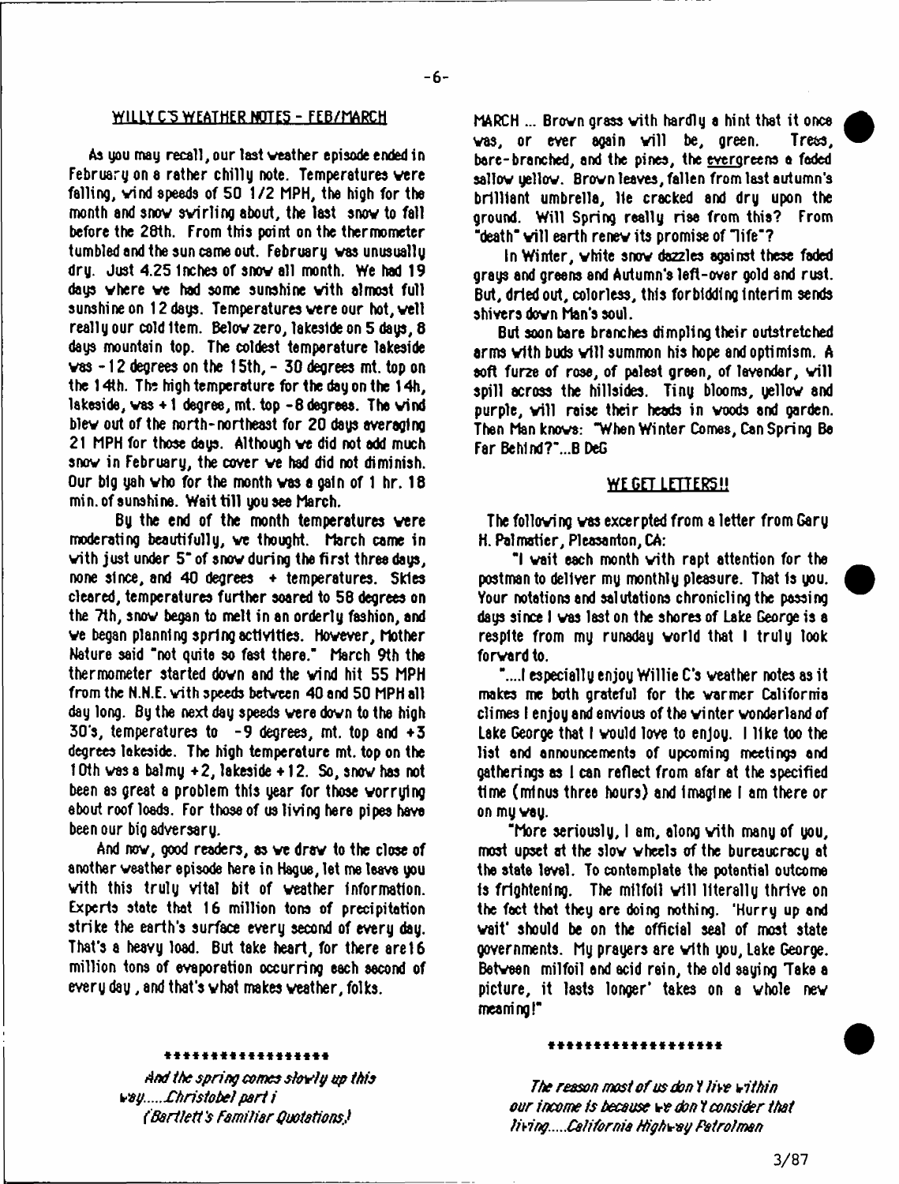## WILLY C'S WEATHER NOTES - FEB/MARCH

As you may recall, our last weather episode ended in February on a rather chilly note. Temperatures were falling, wind speeds of 50 1/2 MPH, the high for the month and snow swirling about, the last snow to fall before the 28th. From this point on the thermometer tumbled and the sun came out. February was unusually dry. Just 4.25 inches of snow all month. We had 19 days where we had some sunshine with almost full sunshine on 12 days. Temperatures were our hot, well really our cold item. Below zero, lakeside on 5 days, 8 days mountain top. The coldest temperature lakeside was -12 degrees on the 15th, - 30 degrees mt. top on the 14th. The high temperature for the day on the 14h, lakeside, was +1 degree, mt. top -8 degrees. The wind blew out of the north-northeast for 20 days averaging 21 MPH for those days. Although we did not add much snow in February, the cover we had did not diminish. Our big yah who for the month was a gain of 1 hr. 18 min. of sunshine. Wait till you see March.

By the end of the month temperatures were moderating beautifully, we thought. March came in with just under 5" of snow during the first three days, none since, and 40 degrees + temperatures. Skies cleared, temperatures further soared to 58 degrees on the 7th, snow began to melt in an orderly fashion, and we began planning spring activities. However, Mother Nature said "not quite so fast there." March 9th the thermometer started down and the wind hit 55 MPH from the N.N.E. with speeds between 40 and 50 MPH all day long. By the next day speeds were down to the high 30's, temperatures to -9 degrees, mt. top and +3 degrees lakeside. The high temperature mt. top on the 10th was a balmy +2, lakeside +12. So, snow has not been as great a problem this year for those worrying about roof loads. For those of us living here pipes have been our big adversary.

And now, good readers, as we draw to the close of another weather episode here in Hague, let me leave you with this truly vital bit of weather information. Experts state that 16 million tons of precipitation strike the earth's surface every second of every day. That's a heavy load. But take heart, for there are 16 million tons of evaporation occurring each second of every day, and that's what makes weather, folks.

\*\*\*\*\*\*\*\*\*\*\*\*\*\*\*\*\*\*

*And the spring comes slowly up this way.....Christobel part i (Bartlett's Familiar Quotations)*

MARCH ... Brown grass with hardly a hint that it once was, or ever again will be, green. Trees, bare-branched, and the pines, the evergreens a faded sallow yellow. Brown leaves, fallen from last autumn's brilliant umbrella, lie cracked and dry upon the ground. Will Spring really rise from this? From "death" will earth renew its promise of "life"?

In Winter, white snow dazzles against these faded grays and greens and Autumn's left-over gold and rust. But, dried out, colorless, this forbidding interim sends shivers down Man's soul.

But soon bare branches dimpling their outstretched arms with buds will summon his hope and optimism. A soft furze of rose, of palest green, of lavender, will spill across the hillsides. Tiny blooms, yellow and purple, will raise their heads in woods and garden. Then Man knows: "When Winter Comes, Can Spring Be Far Behind?"...B DeG

## WE GET LETTERS!!

The following was excerpted from a letter from Gary H. Palmatier, Pleasanton, CA:

"I wait each month with rapt attention for the postman to deliver my monthly pleasure. That is you. Your notations and salutations chronicling the passing days since I was last on the shores of Lake George is a respite from my runaday world that I truly look forward to.

"....I especially enjoy Willie C's weather notes as it makes me both grateful for the warmer California climes I enjoy and envious of the winter wonderland of Lake George that I would love to enjoy. I like too the list and announcements of upcoming meetings and gatherings as I can reflect from afar at the specified time (minus three hours) and imagine I am there or on my way.

"More seriously, I am, along with many of you, most upset at the slow wheels of the bureaucracy at the state level. To contemplate the potential outcome is frightening. The milfoil will literally thrive on the fact that they are doing nothing. 'Hurry up and wait' should be on the official seal of most state governments. My prayers are with you, Lake George. Between milfoil and acid rain, the old saying 'Take a picture, it lasts longer' takes on a whole new meaning!"

\*\*\*\*\*\*\*\*\*\*\*\*\*\*\*\*\*\*\*

*The reason most of us don't live within our income is because we don't consider that living.....California Highway Patrolman*

3/87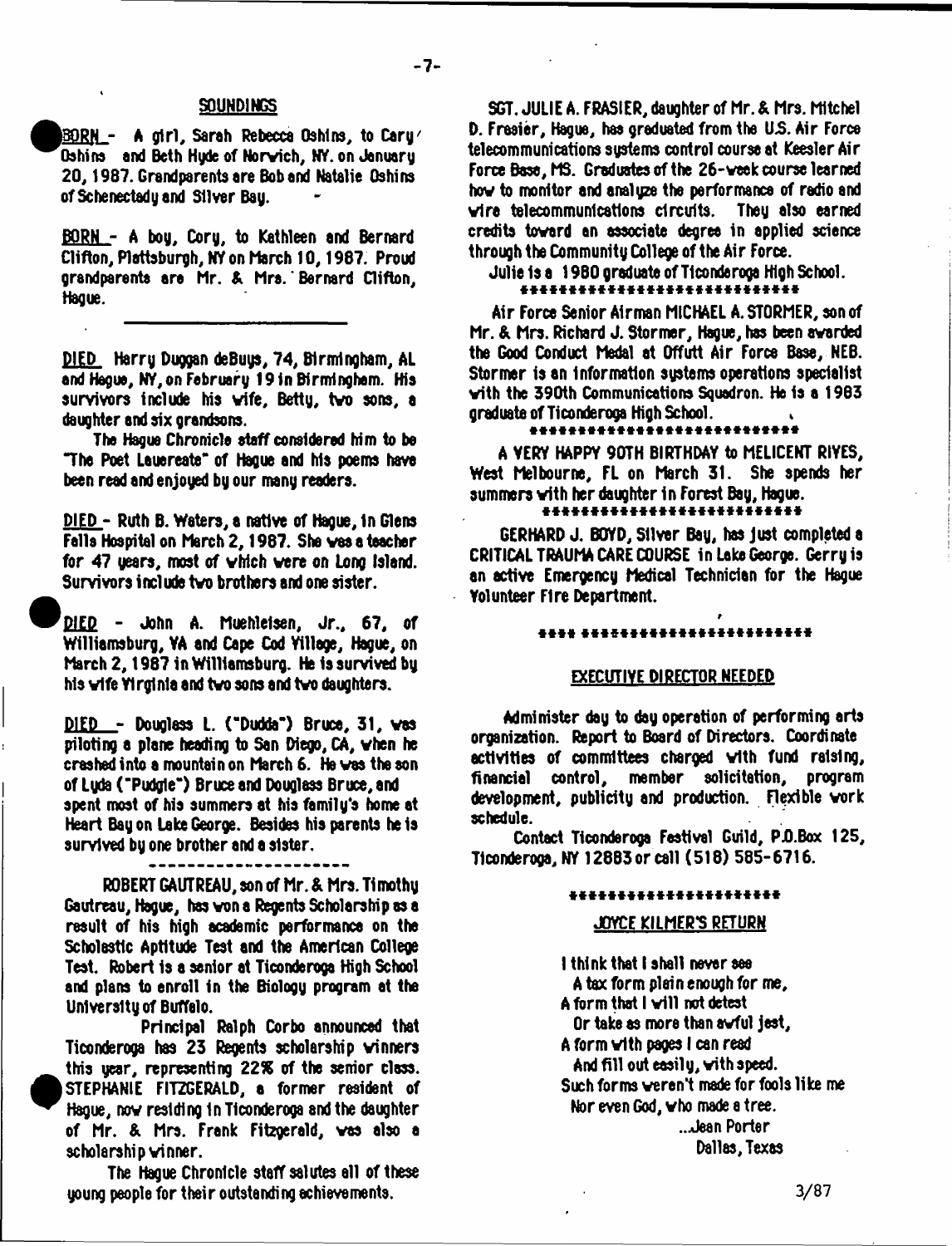## SOUNDINGS

BORN - A girl, Sarah Rebecca Oshins, to Cary Oshins and Beth Hyde of Norwich, NY. on January 20, 1987. Grandparents are Bob and Natalie Oshins of Schenectady and Silver Bay.

BORN - A boy, Cory, to Kathleen and Bernard Clifton, Plattsburgh, NY on March 10, 1987. Proud grandparents are Mr. & Mrs. Bernard Clifton, Hague.

---

DIED Harry Duggan deBuys, 74, Birmingham, AL and Hague, NY, on February 19 in Birmingham. His survivors include his wife, Betty, two sons, a daughter and six grandsons.

The Hague Chronicle staff considered him to be "The Poet Laureate" of Hague and his poems have been read and enjoyed by our many readers.

DIED - Ruth B. Waters, a native of Hague, in Glens Falls Hospital on March 2, 1987. She was a teacher for 47 years, most of which were on Long Island. Survivors include two brothers and one sister.

DIED - John A. Muehleisen, Jr., 67, of Williamsburg, VA and Cape Cod Village, Hague, on March 2, 1987 in Williamsburg. He is survived by his wife Virginia and two sons and two daughters.

DIED - Douglass L. ("Dudda") Bruce, 31, was piloting a plane heading to San Diego, CA, when he crashed into a mountain on March 6. He was the son of Lyda ("Pudgie") Bruce and Douglass Bruce, and spent most of his summers at his family's home at Heart Bay on Lake George. Besides his parents he is survived by one brother and a sister.

---

ROBERT GAUTREAU, son of Mr. & Mrs. Timothy Gautreau, Hague, has won a Regents Scholarship as a result of his high academic performance on the Scholastic Aptitude Test and the American College Test. Robert is a senior at Ticonderoga High School and plans to enroll in the Biology program at the University of Buffalo.

Principal Ralph Corbo announced that Ticonderoga has 23 Regents scholarship winners this year, representing 22% of the senior class. STEPHANIE FITZGERALD, a former resident of Hague, now residing in Ticonderoga and the daughter of Mr. & Mrs. Frank Fitzgerald, was also a scholarship winner.

The Hague Chronicle staff salutes all of these young people for their outstanding achievements.

SGT. JULIE A. FRASIER, daughter of Mr. & Mrs. Mitchel D. Frasier, Hague, has graduated from the U.S. Air Force telecommunications systems control course at Keesler Air Force Base, MS. Graduates of the 26-week course learned how to monitor and analyze the performance of radio and wire telecommunications circuits. They also earned credits toward an associate degree in applied science through the Community College of the Air Force.

Julie is a 1980 graduate of Ticonderoga High School.

****************************

Air Force Senior Airman MICHAEL A. STORMER, son of Mr. & Mrs. Richard J. Stormer, Hague, has been awarded the Good Conduct Medal at Offutt Air Force Base, NEB. Stormer is an information systems operations specialist with the 390th Communications Squadron. He is a 1983 graduate of Ticonderoga High School.

****************************

A VERY HAPPY 90TH BIRTHDAY to MELICENT RIVES, West Melbourne, FL on March 31. She spends her summers with her daughter in Forest Bay, Hague.

****************************

GERHARD J. BOYD, Silver Bay, has just completed a CRITICAL TRAUMA CARE COURSE in Lake George. Gerry is an active Emergency Medical Technician for the Hague Volunteer Fire Department.

**** ***********************

## EXECUTIVE DIRECTOR NEEDED

Administer day to day operation of performing arts organization. Report to Board of Directors. Coordinate activities of committees charged with fund raising, financial control, member solicitation, program development, publicity and production. Flexible work schedule.

Contact Ticonderoga Festival Guild, P.O.Box 125, Ticonderoga, NY 12883 or call (518) 585-6716.

**********************

## JOYCE KILMER'S RETURN

I think that I shall never see  
A tax form plain enough for me,  
A form that I will not detest  
Or take as more than awful jest,  
A form with pages I can read  
And fill out easily, with speed.  
Such forms weren't made for fools like me  
Nor even God, who made a tree.

...Jean Porter  
Dallas, Texas

3/87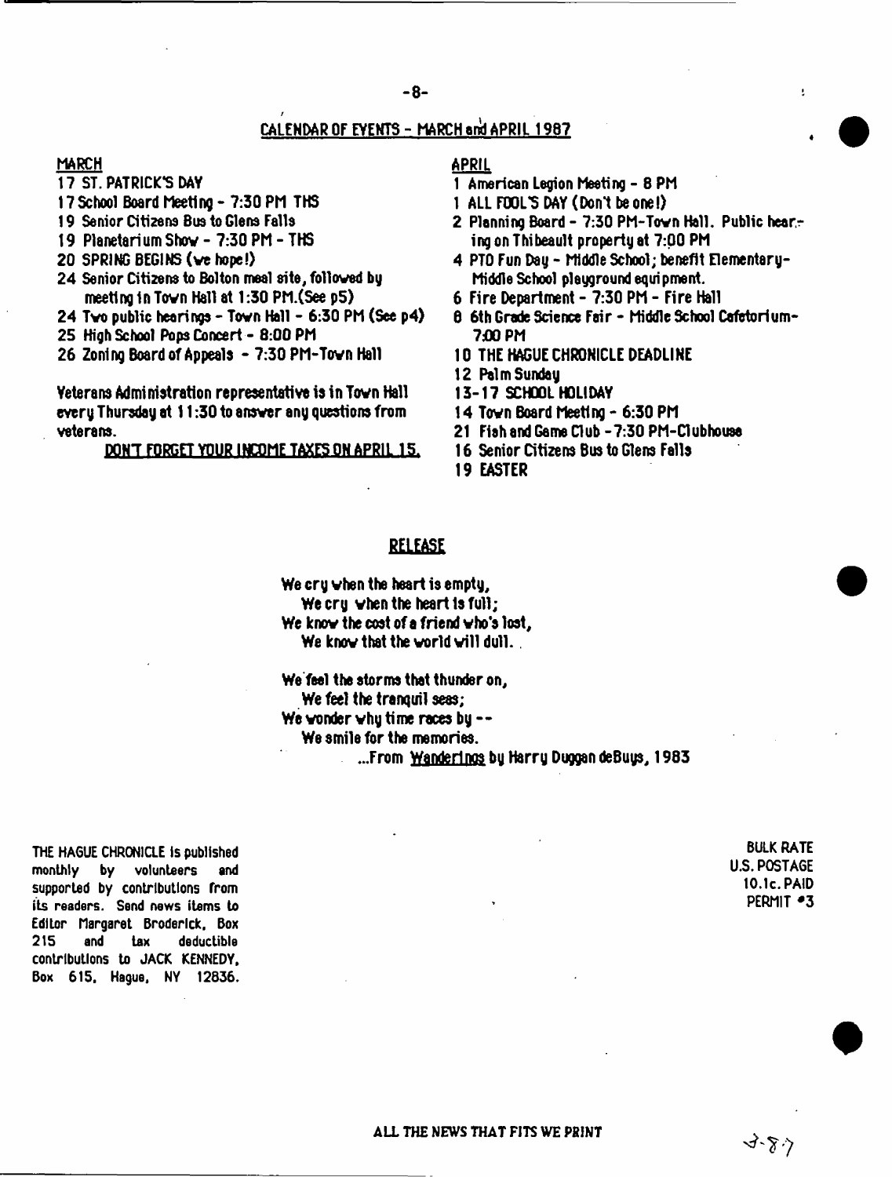## CALENDAR OF EVENTS - MARCH and APRIL 1987

### MARCH

17 ST. PATRICK'S DAY
17 School Board Meeting - 7:30 PM THS
19 Senior Citizens Bus to Glens Falls
19 Planetarium Show - 7:30 PM - THS
20 SPRING BEGINS (we hope!)
24 Senior Citizens to Bolton meal site, followed by meeting in Town Hall at 1:30 PM.(See p5)
24 Two public hearings - Town Hall - 6:30 PM (See p4)
25 High School Pops Concert - 8:00 PM
26 Zoning Board of Appeals - 7:30 PM-Town Hall

Veterans Administration representative is in Town Hall every Thursday at 11:30 to answer any questions from veterans.

DON'T FORGET YOUR INCOME TAXES ON APRIL 15.

### APRIL

1 American Legion Meeting - 8 PM
1 ALL FOOL'S DAY (Don't be one!)
2 Planning Board - 7:30 PM-Town Hall. Public hearing on Thibeault property at 7:00 PM
4 PTO Fun Day - Middle School; benefit Elementary-Middle School playground equipment.
6 Fire Department - 7:30 PM - Fire Hall
8 6th Grade Science Fair - Middle School Cafetorium-7:00 PM
10 THE HAGUE CHRONICLE DEADLINE
12 Palm Sunday
13-17 SCHOOL HOLIDAY
14 Town Board Meeting - 6:30 PM
21 Fish and Game Club - 7:30 PM-Clubhouse
16 Senior Citizens Bus to Glens Falls
19 EASTER

## RELEASE

We cry when the heart is empty,
We cry when the heart is full;
We know the cost of a friend who's lost,
We know that the world will dull.

We feel the storms that thunder on,
We feel the tranquil seas;
We wonder why time races by --
We smile for the memories.

...From Wanderings by Harry Duggan deBuys, 1983

THE HAGUE CHRONICLE is published monthly by volunteers and supported by contributions from its readers. Send news items to Editor Margaret Broderick, Box 215 and tax deductible contributions to JACK KENNEDY, Box 615, Hague, NY 12836.

BULK RATE
U.S. POSTAGE
10.1c. PAID
PERMIT #3

ALL THE NEWS THAT FITS WE PRINT

3-87